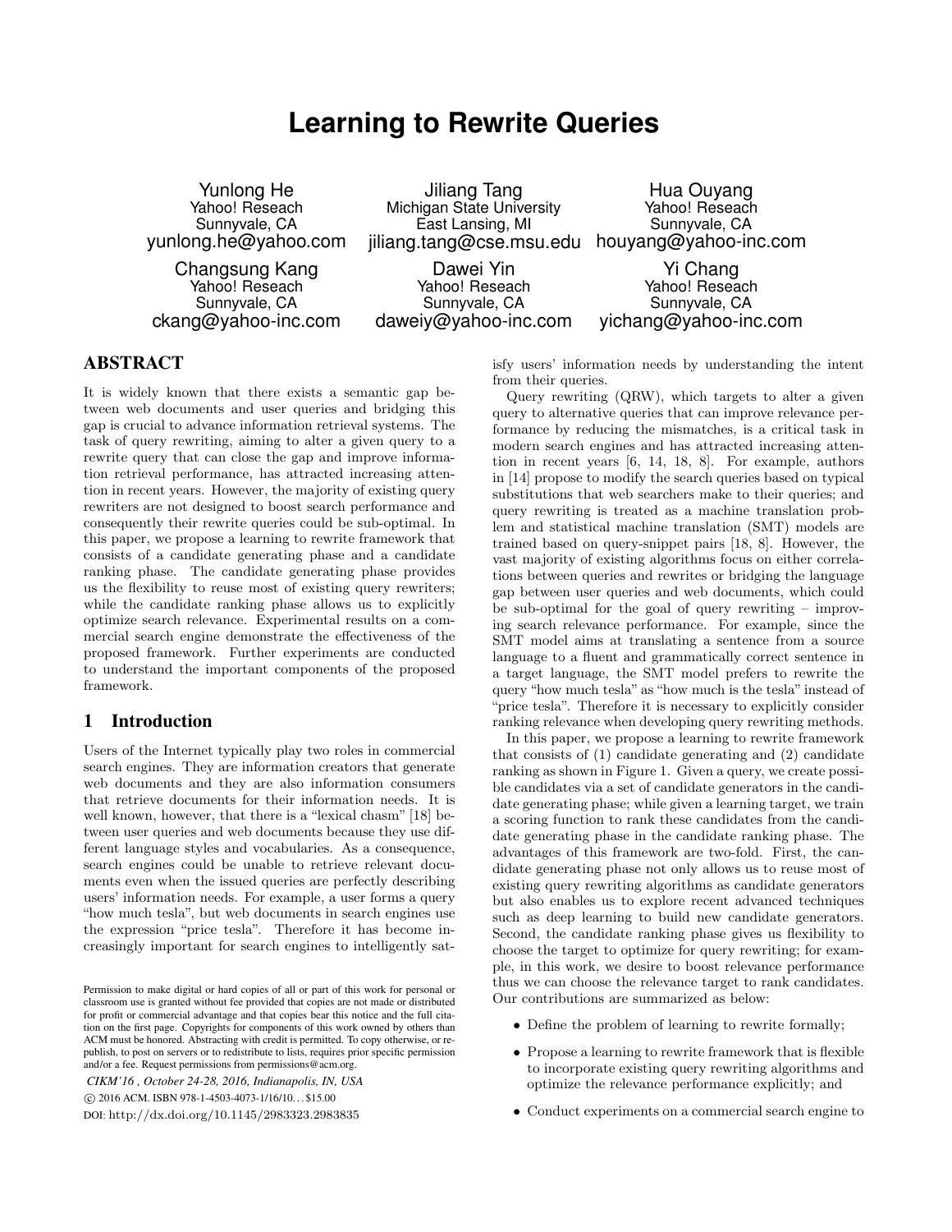# Learning to Rewrite Queries

Yunlong He
Yahoo! Reseach
Sunnyvale, CA
yunlong.he@yahoo.com

Jiliang Tang
Michigan State University
East Lansing, MI
jiliang.tang@cse.msu.edu

Hua Ouyang
Yahoo! Reseach
Sunnyvale, CA
houyang@yahoo-inc.com

Changsung Kang
Yahoo! Reseach
Sunnyvale, CA
ckang@yahoo-inc.com

Dawei Yin
Yahoo! Reseach
Sunnyvale, CA
daweiy@yahoo-inc.com

Yi Chang
Yahoo! Reseach
Sunnyvale, CA
yichang@yahoo-inc.com

## ABSTRACT

It is widely known that there exists a semantic gap between web documents and user queries and bridging this gap is crucial to advance information retrieval systems. The task of query rewriting, aiming to alter a given query to a rewrite query that can close the gap and improve information retrieval performance, has attracted increasing attention in recent years. However, the majority of existing query rewriters are not designed to boost search performance and consequently their rewrite queries could be sub-optimal. In this paper, we propose a learning to rewrite framework that consists of a candidate generating phase and a candidate ranking phase. The candidate generating phase provides us the flexibility to reuse most of existing query rewriters; while the candidate ranking phase allows us to explicitly optimize search relevance. Experimental results on a commercial search engine demonstrate the effectiveness of the proposed framework. Further experiments are conducted to understand the important components of the proposed framework.

## 1 Introduction

Users of the Internet typically play two roles in commercial search engines. They are information creators that generate web documents and they are also information consumers that retrieve documents for their information needs. It is well known, however, that there is a "lexical chasm" [18] between user queries and web documents because they use different language styles and vocabularies. As a consequence, search engines could be unable to retrieve relevant documents even when the issued queries are perfectly describing users' information needs. For example, a user forms a query "how much tesla", but web documents in search engines use the expression "price tesla". Therefore it has become increasingly important for search engines to intelligently satisfy users' information needs by understanding the intent from their queries.

Query rewriting (QRW), which targets to alter a given query to alternative queries that can improve relevance performance by reducing the mismatches, is a critical task in modern search engines and has attracted increasing attention in recent years [6, 14, 18, 8]. For example, authors in [14] propose to modify the search queries based on typical substitutions that web searchers make to their queries; and query rewriting is treated as a machine translation problem and statistical machine translation (SMT) models are trained based on query-snippet pairs [18, 8]. However, the vast majority of existing algorithms focus on either correlations between queries and rewrites or bridging the language gap between user queries and web documents, which could be sub-optimal for the goal of query rewriting – improving search relevance performance. For example, since the SMT model aims at translating a sentence from a source language to a fluent and grammatically correct sentence in a target language, the SMT model prefers to rewrite the query "how much tesla" as "how much is the tesla" instead of "price tesla". Therefore it is necessary to explicitly consider ranking relevance when developing query rewriting methods.

In this paper, we propose a learning to rewrite framework that consists of (1) candidate generating and (2) candidate ranking as shown in Figure 1. Given a query, we create possible candidates via a set of candidate generators in the candidate generating phase; while given a learning target, we train a scoring function to rank these candidates from the candidate generating phase in the candidate ranking phase. The advantages of this framework are two-fold. First, the candidate generating phase not only allows us to reuse most of existing query rewriting algorithms as candidate generators but also enables us to explore recent advanced techniques such as deep learning to build new candidate generators. Second, the candidate ranking phase gives us flexibility to choose the target to optimize for query rewriting; for example, in this work, we desire to boost relevance performance thus we can choose the relevance target to rank candidates. Our contributions are summarized as below:

- Define the problem of learning to rewrite formally;
- Propose a learning to rewrite framework that is flexible to incorporate existing query rewriting algorithms and optimize the relevance performance explicitly; and
- Conduct experiments on a commercial search engine to

Permission to make digital or hard copies of all or part of this work for personal or classroom use is granted without fee provided that copies are not made or distributed for profit or commercial advantage and that copies bear this notice and the full citation on the first page. Copyrights for components of this work owned by others than ACM must be honored. Abstracting with credit is permitted. To copy otherwise, or republish, to post on servers or to redistribute to lists, requires prior specific permission and/or a fee. Request permissions from permissions@acm.org.

*CIKM'16 , October 24-28, 2016, Indianapolis, IN, USA*
© 2016 ACM. ISBN 978-1-4503-4073-1/16/10...$15.00
DOI: http://dx.doi.org/10.1145/2983323.2983835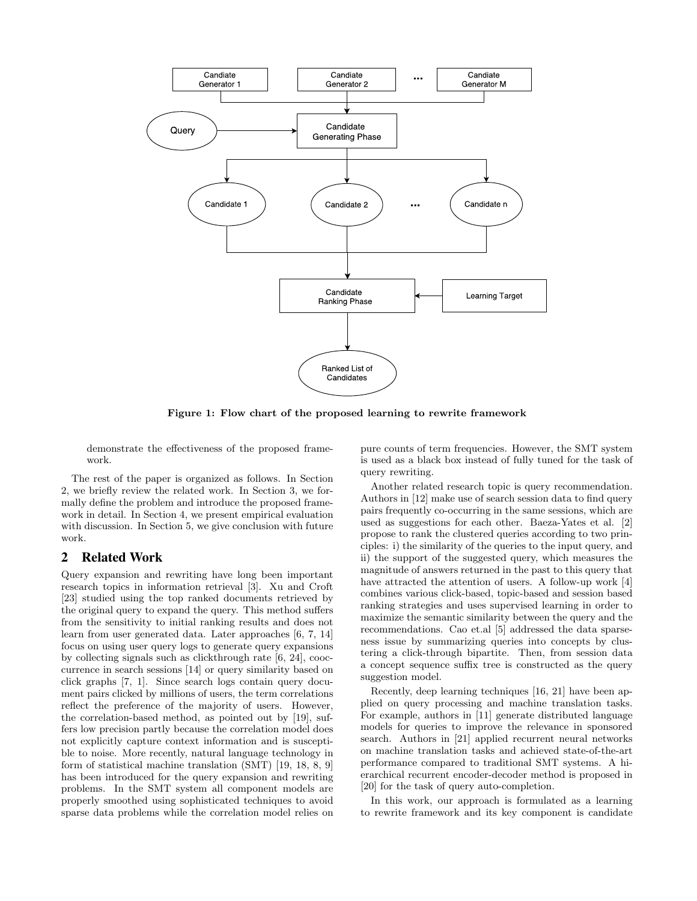Figure 1: Flow chart of the proposed learning to rewrite framework

demonstrate the effectiveness of the proposed framework.

The rest of the paper is organized as follows. In Section 2, we briefly review the related work. In Section 3, we formally define the problem and introduce the proposed framework in detail. In Section 4, we present empirical evaluation with discussion. In Section 5, we give conclusion with future work.

## 2 Related Work

Query expansion and rewriting have long been important research topics in information retrieval [3]. Xu and Croft [23] studied using the top ranked documents retrieved by the original query to expand the query. This method suffers from the sensitivity to initial ranking results and does not learn from user generated data. Later approaches [6, 7, 14] focus on using user query logs to generate query expansions by collecting signals such as clickthrough rate [6, 24], cooccurrence in search sessions [14] or query similarity based on click graphs [7, 1]. Since search logs contain query document pairs clicked by millions of users, the term correlations reflect the preference of the majority of users. However, the correlation-based method, as pointed out by [19], suffers low precision partly because the correlation model does not explicitly capture context information and is susceptible to noise. More recently, natural language technology in form of statistical machine translation (SMT) [19, 18, 8, 9] has been introduced for the query expansion and rewriting problems. In the SMT system all component models are properly smoothed using sophisticated techniques to avoid sparse data problems while the correlation model relies on pure counts of term frequencies. However, the SMT system is used as a black box instead of fully tuned for the task of query rewriting.

Another related research topic is query recommendation. Authors in [12] make use of search session data to find query pairs frequently co-occurring in the same sessions, which are used as suggestions for each other. Baeza-Yates et al. [2] propose to rank the clustered queries according to two principles: i) the similarity of the queries to the input query, and ii) the support of the suggested query, which measures the magnitude of answers returned in the past to this query that have attracted the attention of users. A follow-up work [4] combines various click-based, topic-based and session based ranking strategies and uses supervised learning in order to maximize the semantic similarity between the query and the recommendations. Cao et.al [5] addressed the data sparseness issue by summarizing queries into concepts by clustering a click-through bipartite. Then, from session data a concept sequence suffix tree is constructed as the query suggestion model.

Recently, deep learning techniques [16, 21] have been applied on query processing and machine translation tasks. For example, authors in [11] generate distributed language models for queries to improve the relevance in sponsored search. Authors in [21] applied recurrent neural networks on machine translation tasks and achieved state-of-the-art performance compared to traditional SMT systems. A hierarchical recurrent encoder-decoder method is proposed in [20] for the task of query auto-completion.

In this work, our approach is formulated as a learning to rewrite framework and its key component is candidate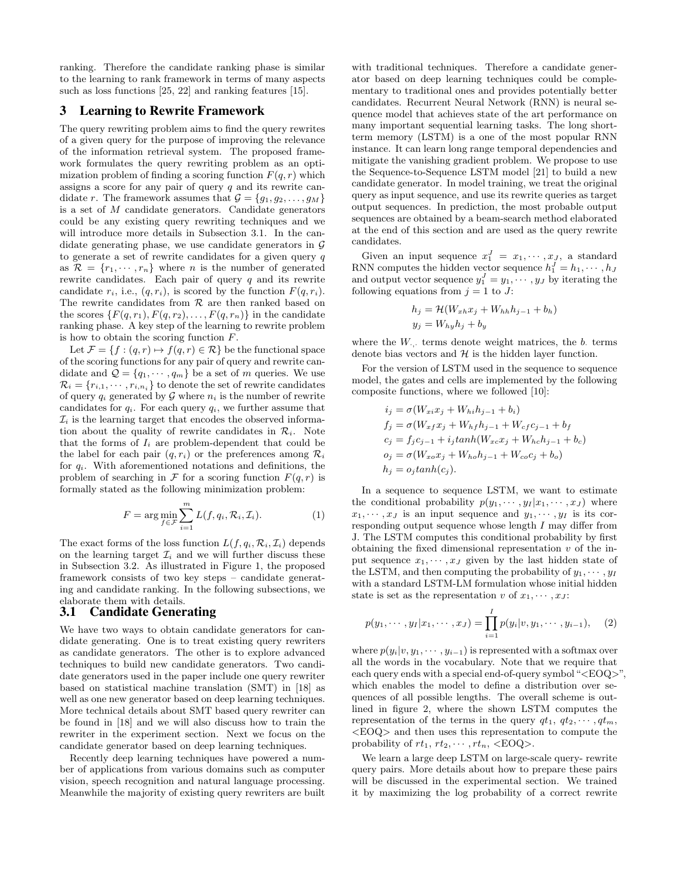ranking. Therefore the candidate ranking phase is similar to the learning to rank framework in terms of many aspects such as loss functions [25, 22] and ranking features [15].

## 3 Learning to Rewrite Framework

The query rewriting problem aims to find the query rewrites of a given query for the purpose of improving the relevance of the information retrieval system. The proposed framework formulates the query rewriting problem as an optimization problem of finding a scoring function $F(q, r)$ which assigns a score for any pair of query $q$ and its rewrite candidate $r$. The framework assumes that $\mathcal{G} = \{g_1, g_2, \ldots, g_M\}$ is a set of $M$ candidate generators. Candidate generators could be any existing query rewriting techniques and we will introduce more details in Subsection 3.1. In the candidate generating phase, we use candidate generators in $\mathcal{G}$ to generate a set of rewrite candidates for a given query $q$ as $\mathcal{R} = \{r_1, \cdots, r_n\}$ where $n$ is the number of generated rewrite candidates. Each pair of query $q$ and its rewrite candidate $r_i$, i.e., $(q, r_i)$, is scored by the function $F(q, r_i)$. The rewrite candidates from $\mathcal{R}$ are then ranked based on the scores $\{F(q, r_1), F(q, r_2), \ldots, F(q, r_n)\}$ in the candidate ranking phase. A key step of the learning to rewrite problem is how to obtain the scoring function $F$.

Let $\mathcal{F} = \{f : (q, r) \mapsto f(q, r) \in \mathcal{R}\}$ be the functional space of the scoring functions for any pair of query and rewrite candidate and $\mathcal{Q} = \{q_1, \cdots, q_m\}$ be a set of $m$ queries. We use $\mathcal{R}_i = \{r_{i,1}, \cdots, r_{i,n_i}\}$ to denote the set of rewrite candidates of query $q_i$ generated by $\mathcal{G}$ where $n_i$ is the number of rewrite candidates for $q_i$. For each query $q_i$, we further assume that $\mathcal{I}_i$ is the learning target that encodes the observed information about the quality of rewrite candidates in $\mathcal{R}_i$. Note that the forms of $I_i$ are problem-dependent that could be the label for each pair $(q, r_i)$ or the preferences among $\mathcal{R}_i$ for $q_i$. With aforementioned notations and definitions, the problem of searching in $\mathcal{F}$ for a scoring function $F(q, r)$ is formally stated as the following minimization problem:

$$F = \arg\min_{f \in \mathcal{F}} \sum_{i=1}^{m} L(f, q_i, \mathcal{R}_i, \mathcal{I}_i). \quad (1)$$

The exact forms of the loss function $L(f, q_i, \mathcal{R}_i, \mathcal{I}_i)$ depends on the learning target $\mathcal{I}_i$ and we will further discuss these in Subsection 3.2. As illustrated in Figure 1, the proposed framework consists of two key steps – candidate generating and candidate ranking. In the following subsections, we elaborate them with details.

### 3.1 Candidate Generating

We have two ways to obtain candidate generators for candidate generating. One is to treat existing query rewriters as candidate generators. The other is to explore advanced techniques to build new candidate generators. Two candidate generators used in the paper include one query rewriter based on statistical machine translation (SMT) in [18] as well as one new generator based on deep learning techniques. More technical details about SMT based query rewriter can be found in [18] and we will also discuss how to train the rewriter in the experiment section. Next we focus on the candidate generator based on deep learning techniques.

Recently deep learning techniques have powered a number of applications from various domains such as computer vision, speech recognition and natural language processing. Meanwhile the majority of existing query rewriters are built with traditional techniques. Therefore a candidate generator based on deep learning techniques could be complementary to traditional ones and provides potentially better candidates. Recurrent Neural Network (RNN) is neural sequence model that achieves state of the art performance on many important sequential learning tasks. The long short-term memory (LSTM) is a one of the most popular RNN instance. It can learn long range temporal dependencies and mitigate the vanishing gradient problem. We propose to use the Sequence-to-Sequence LSTM model [21] to build a new candidate generator. In model training, we treat the original query as input sequence, and use its rewrite queries as target output sequences. In prediction, the most probable output sequences are obtained by a beam-search method elaborated at the end of this section and are used as the query rewrite candidates.

Given an input sequence $x_1^J = x_1, \cdots, x_J$, a standard RNN computes the hidden vector sequence $h_1^J = h_1, \cdots, h_J$ and output vector sequence $y_1^J = y_1, \cdots, y_J$ by iterating the following equations from $j = 1$ to $J$:

$$h_j = \mathcal{H}(W_{xh}x_j + W_{hh}h_{j-1} + b_h)$$
$$y_j = W_{hy}h_j + b_y$$

where the $W_{\cdot,\cdot}$ terms denote weight matrices, the $b_\cdot$ terms denote bias vectors and $\mathcal{H}$ is the hidden layer function.

For the version of LSTM used in the sequence to sequence model, the gates and cells are implemented by the following composite functions, where we followed [10]:

$$i_j = \sigma(W_{xi}x_j + W_{hi}h_{j-1} + b_i)$$
$$f_j = \sigma(W_{xf}x_j + W_{hf}h_{j-1} + W_{cf}c_{j-1} + b_f$$
$$c_j = f_j c_{j-1} + i_j tanh(W_{xc}x_j + W_{hc}h_{j-1} + b_c)$$
$$o_j = \sigma(W_{xo}x_j + W_{ho}h_{j-1} + W_{co}c_j + b_o)$$
$$h_j = o_j tanh(c_j).$$

In a sequence to sequence LSTM, we want to estimate the conditional probability $p(y_1, \cdots, y_I | x_1, \cdots, x_J)$ where $x_1, \cdots, x_J$ is an input sequence and $y_1, \cdots, y_I$ is its corresponding output sequence whose length $I$ may differ from J. The LSTM computes this conditional probability by first obtaining the fixed dimensional representation $v$ of the input sequence $x_1, \cdots, x_J$ given by the last hidden state of the LSTM, and then computing the probability of $y_1, \cdots, y_I$ with a standard LSTM-LM formulation whose initial hidden state is set as the representation $v$ of $x_1, \cdots, x_J$:

$$p(y_1, \cdots, y_I | x_1, \cdots, x_J) = \prod_{i=1}^{I} p(y_i | v, y_1, \cdots, y_{i-1}), \quad (2)$$

where $p(y_i | v, y_1, \cdots, y_{i-1})$ is represented with a softmax over all the words in the vocabulary. Note that we require that each query ends with a special end-of-query symbol "<EOQ>", which enables the model to define a distribution over sequences of all possible lengths. The overall scheme is outlined in figure 2, where the shown LSTM computes the representation of the terms in the query $qt_1$, $qt_2, \cdots, qt_m$, <EOQ> and then uses this representation to compute the probability of $rt_1$, $rt_2, \cdots, rt_n$, <EOQ>.

We learn a large deep LSTM on large-scale query- rewrite query pairs. More details about how to prepare these pairs will be discussed in the experimental section. We trained it by maximizing the log probability of a correct rewrite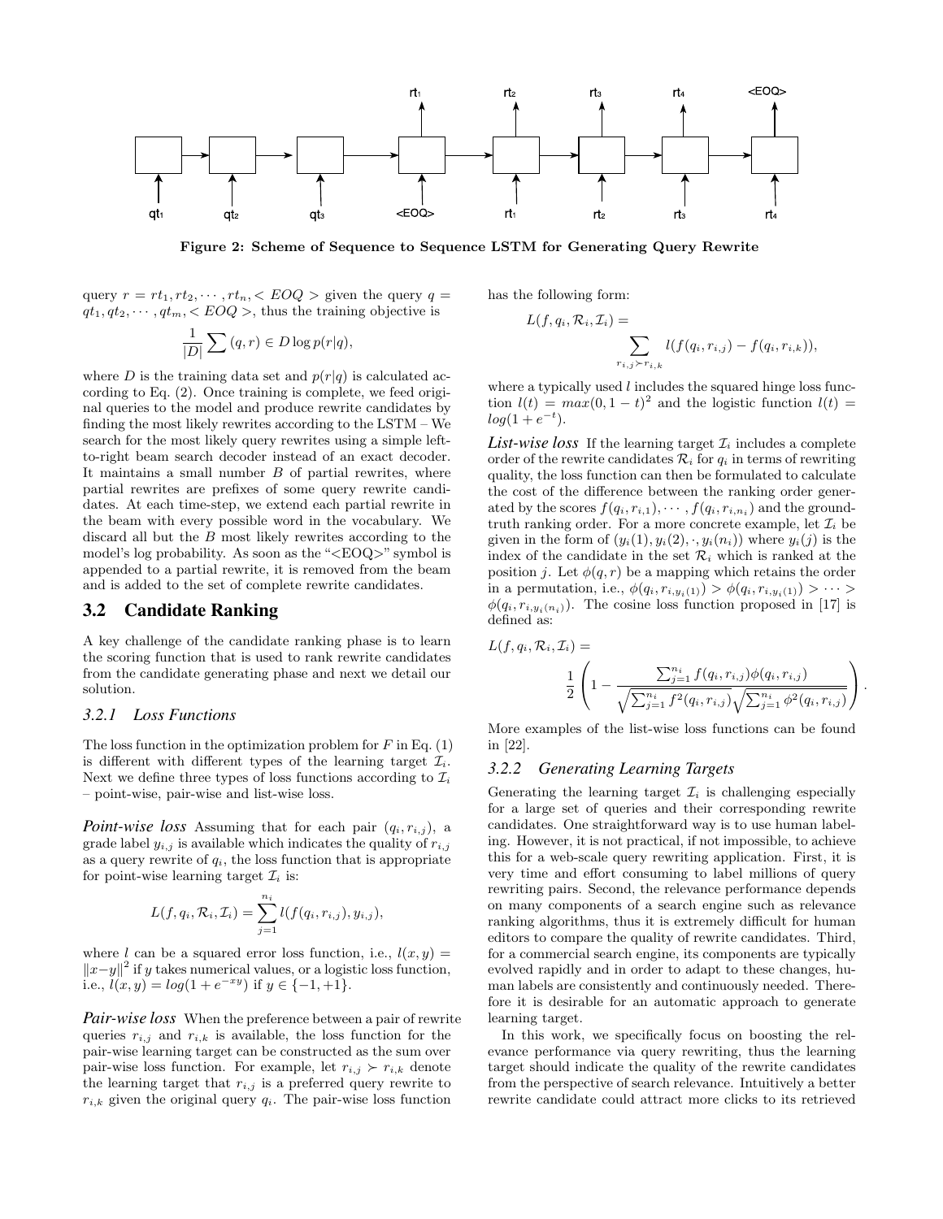Figure 2: Scheme of Sequence to Sequence LSTM for Generating Query Rewrite

query $r = rt_1, rt_2, \cdots, rt_n, < EOQ >$ given the query $q = qt_1, qt_2, \cdots, qt_m, < EOQ >$, thus the training objective is

$$\frac{1}{|D|} \sum (q, r) \in D \log p(r|q),$$

where $D$ is the training data set and $p(r|q)$ is calculated according to Eq. (2). Once training is complete, we feed original queries to the model and produce rewrite candidates by finding the most likely rewrites according to the LSTM – We search for the most likely query rewrites using a simple left-to-right beam search decoder instead of an exact decoder. It maintains a small number $B$ of partial rewrites, where partial rewrites are prefixes of some query rewrite candidates. At each time-step, we extend each partial rewrite in the beam with every possible word in the vocabulary. We discard all but the $B$ most likely rewrites according to the model's log probability. As soon as the "<EOQ>" symbol is appended to a partial rewrite, it is removed from the beam and is added to the set of complete rewrite candidates.

## 3.2 Candidate Ranking

A key challenge of the candidate ranking phase is to learn the scoring function that is used to rank rewrite candidates from the candidate generating phase and next we detail our solution.

### 3.2.1 Loss Functions

The loss function in the optimization problem for $F$ in Eq. (1) is different with different types of the learning target $\mathcal{I}_i$. Next we define three types of loss functions according to $\mathcal{I}_i$ – point-wise, pair-wise and list-wise loss.

***Point-wise loss*** Assuming that for each pair $(q_i, r_{i,j})$, a grade label $y_{i,j}$ is available which indicates the quality of $r_{i,j}$ as a query rewrite of $q_i$, the loss function that is appropriate for point-wise learning target $\mathcal{I}_i$ is:

$$L(f, q_i, \mathcal{R}_i, \mathcal{I}_i) = \sum_{j=1}^{n_i} l(f(q_i, r_{i,j}), y_{i,j}),$$

where $l$ can be a squared error loss function, i.e., $l(x, y) = \|x - y\|^2$ if $y$ takes numerical values, or a logistic loss function, i.e., $l(x, y) = log(1 + e^{-xy})$ if $y \in \{-1, +1\}$.

***Pair-wise loss*** When the preference between a pair of rewrite queries $r_{i,j}$ and $r_{i,k}$ is available, the loss function for the pair-wise learning target can be constructed as the sum over pair-wise loss function. For example, let $r_{i,j} \succ r_{i,k}$ denote the learning target that $r_{i,j}$ is a preferred query rewrite to $r_{i,k}$ given the original query $q_i$. The pair-wise loss function has the following form:

$$L(f, q_i, \mathcal{R}_i, \mathcal{I}_i) = \sum_{r_{i,j} \succ r_{i,k}} l(f(q_i, r_{i,j}) - f(q_i, r_{i,k})),$$

where a typically used $l$ includes the squared hinge loss function $l(t) = max(0, 1 - t)^2$ and the logistic function $l(t) = log(1 + e^{-t})$.

***List-wise loss*** If the learning target $\mathcal{I}_i$ includes a complete order of the rewrite candidates $\mathcal{R}_i$ for $q_i$ in terms of rewriting quality, the loss function can then be formulated to calculate the cost of the difference between the ranking order generated by the scores $f(q_i, r_{i,1}), \cdots, f(q_i, r_{i,n_i})$ and the ground-truth ranking order. For a more concrete example, let $\mathcal{I}_i$ be given in the form of $(y_i(1), y_i(2), \cdot, y_i(n_i))$ where $y_i(j)$ is the index of the candidate in the set $\mathcal{R}_i$ which is ranked at the position $j$. Let $\phi(q, r)$ be a mapping which retains the order in a permutation, i.e., $\phi(q_i, r_{i,y_i(1)}) > \phi(q_i, r_{i,y_i(1)}) > \cdots > \phi(q_i, r_{i,y_i(n_i)})$. The cosine loss function proposed in [17] is defined as:

$$L(f, q_i, \mathcal{R}_i, \mathcal{I}_i) = \frac{1}{2}\left(1 - \frac{\sum_{j=1}^{n_i} f(q_i, r_{i,j})\phi(q_i, r_{i,j})}{\sqrt{\sum_{j=1}^{n_i} f^2(q_i, r_{i,j})}\sqrt{\sum_{j=1}^{n_i} \phi^2(q_i, r_{i,j})}}\right).$$

More examples of the list-wise loss functions can be found in [22].

### 3.2.2 Generating Learning Targets

Generating the learning target $\mathcal{I}_i$ is challenging especially for a large set of queries and their corresponding rewrite candidates. One straightforward way is to use human labeling. However, it is not practical, if not impossible, to achieve this for a web-scale query rewriting application. First, it is very time and effort consuming to label millions of query rewriting pairs. Second, the relevance performance depends on many components of a search engine such as relevance ranking algorithms, thus it is extremely difficult for human editors to compare the quality of rewrite candidates. Third, for a commercial search engine, its components are typically evolved rapidly and in order to adapt to these changes, human labels are consistently and continuously needed. Therefore it is desirable for an automatic approach to generate learning target.

In this work, we specifically focus on boosting the relevance performance via query rewriting, thus the learning target should indicate the quality of the rewrite candidates from the perspective of search relevance. Intuitively a better rewrite candidate could attract more clicks to its retrieved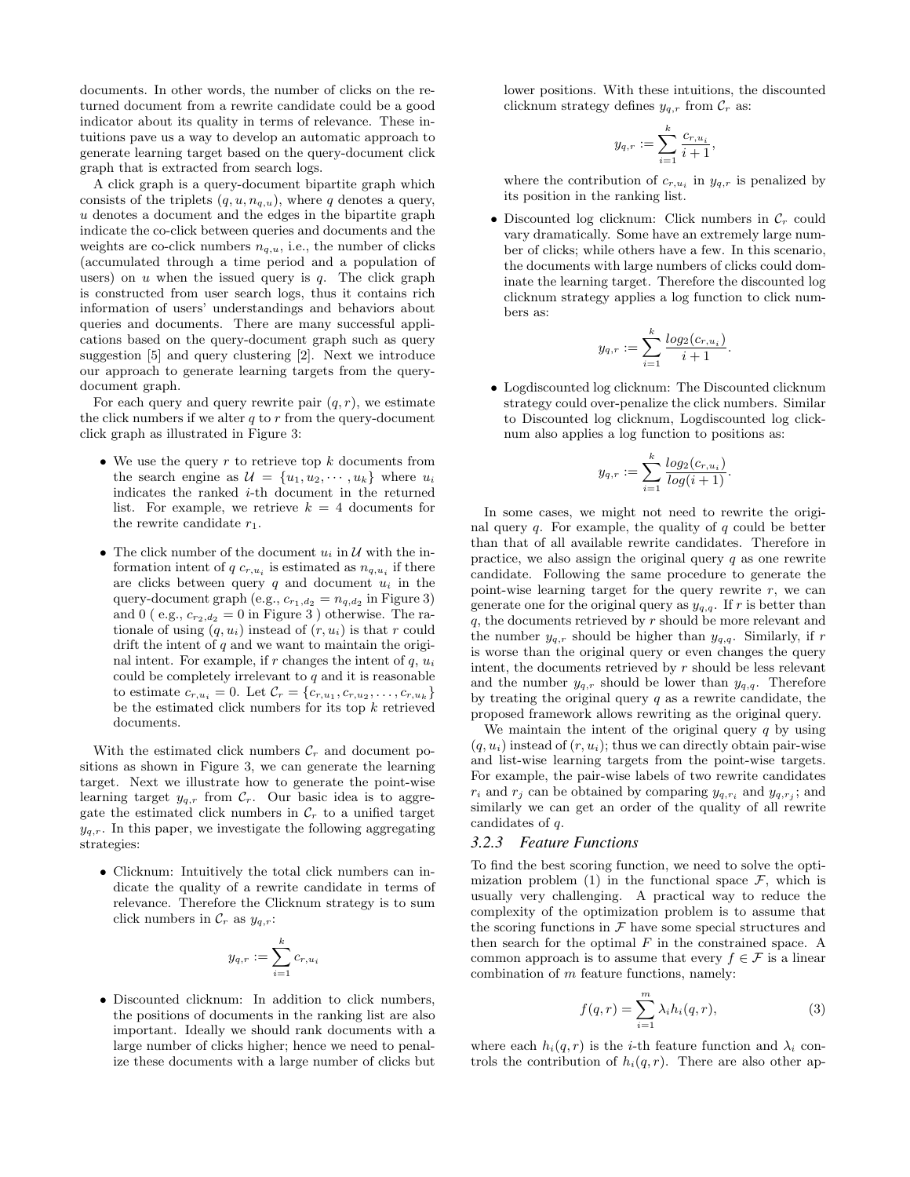documents. In other words, the number of clicks on the returned document from a rewrite candidate could be a good indicator about its quality in terms of relevance. These intuitions pave us a way to develop an automatic approach to generate learning target based on the query-document click graph that is extracted from search logs.

A click graph is a query-document bipartite graph which consists of the triplets $(q, u, n_{q,u})$, where $q$ denotes a query, $u$ denotes a document and the edges in the bipartite graph indicate the co-click between queries and documents and the weights are co-click numbers $n_{q,u}$, i.e., the number of clicks (accumulated through a time period and a population of users) on $u$ when the issued query is $q$. The click graph is constructed from user search logs, thus it contains rich information of users' understandings and behaviors about queries and documents. There are many successful applications based on the query-document graph such as query suggestion [5] and query clustering [2]. Next we introduce our approach to generate learning targets from the query-document graph.

For each query and query rewrite pair $(q, r)$, we estimate the click numbers if we alter $q$ to $r$ from the query-document click graph as illustrated in Figure 3:

- We use the query $r$ to retrieve top $k$ documents from the search engine as $\mathcal{U} = \{u_1, u_2, \cdots, u_k\}$ where $u_i$ indicates the ranked $i$-th document in the returned list. For example, we retrieve $k = 4$ documents for the rewrite candidate $r_1$.
- The click number of the document $u_i$ in $\mathcal{U}$ with the information intent of $q$ $c_{r,u_i}$ is estimated as $n_{q,u_i}$ if there are clicks between query $q$ and document $u_i$ in the query-document graph (e.g., $c_{r_1,d_2} = n_{q,d_2}$ in Figure 3) and 0 ( e.g., $c_{r_2,d_2} = 0$ in Figure 3 ) otherwise. The rationale of using $(q, u_i)$ instead of $(r, u_i)$ is that $r$ could drift the intent of $q$ and we want to maintain the original intent. For example, if $r$ changes the intent of $q$, $u_i$ could be completely irrelevant to $q$ and it is reasonable to estimate $c_{r,u_i} = 0$. Let $\mathcal{C}_r = \{c_{r,u_1}, c_{r,u_2}, \ldots, c_{r,u_k}\}$ be the estimated click numbers for its top $k$ retrieved documents.

With the estimated click numbers $\mathcal{C}_r$ and document positions as shown in Figure 3, we can generate the learning target. Next we illustrate how to generate the point-wise learning target $y_{q,r}$ from $\mathcal{C}_r$. Our basic idea is to aggregate the estimated click numbers in $\mathcal{C}_r$ to a unified target $y_{q,r}$. In this paper, we investigate the following aggregating strategies:

- Clicknum: Intuitively the total click numbers can indicate the quality of a rewrite candidate in terms of relevance. Therefore the Clicknum strategy is to sum click numbers in $\mathcal{C}_r$ as $y_{q,r}$:

$$y_{q,r} := \sum_{i=1}^{k} c_{r,u_i}$$

- Discounted clicknum: In addition to click numbers, the positions of documents in the ranking list are also important. Ideally we should rank documents with a large number of clicks higher; hence we need to penalize these documents with a large number of clicks but lower positions. With these intuitions, the discounted clicknum strategy defines $y_{q,r}$ from $\mathcal{C}_r$ as:

$$y_{q,r} := \sum_{i=1}^{k} \frac{c_{r,u_i}}{i+1},$$

where the contribution of $c_{r,u_i}$ in $y_{q,r}$ is penalized by its position in the ranking list.

- Discounted log clicknum: Click numbers in $\mathcal{C}_r$ could vary dramatically. Some have an extremely large number of clicks; while others have a few. In this scenario, the documents with large numbers of clicks could dominate the learning target. Therefore the discounted log clicknum strategy applies a log function to click numbers as:

$$y_{q,r} := \sum_{i=1}^{k} \frac{log_2(c_{r,u_i})}{i+1}.$$

- Logdiscounted log clicknum: The Discounted clicknum strategy could over-penalize the click numbers. Similar to Discounted log clicknum, Logdiscounted log clicknum also applies a log function to positions as:

$$y_{q,r} := \sum_{i=1}^{k} \frac{log_2(c_{r,u_i})}{log(i+1)}.$$

In some cases, we might not need to rewrite the original query $q$. For example, the quality of $q$ could be better than that of all available rewrite candidates. Therefore in practice, we also assign the original query $q$ as one rewrite candidate. Following the same procedure to generate the point-wise learning target for the query rewrite $r$, we can generate one for the original query as $y_{q,q}$. If $r$ is better than $q$, the documents retrieved by $r$ should be more relevant and the number $y_{q,r}$ should be higher than $y_{q,q}$. Similarly, if $r$ is worse than the original query or even changes the query intent, the documents retrieved by $r$ should be less relevant and the number $y_{q,r}$ should be lower than $y_{q,q}$. Therefore by treating the original query $q$ as a rewrite candidate, the proposed framework allows rewriting as the original query.

We maintain the intent of the original query $q$ by using $(q, u_i)$ instead of $(r, u_i)$; thus we can directly obtain pair-wise and list-wise learning targets from the point-wise targets. For example, the pair-wise labels of two rewrite candidates $r_i$ and $r_j$ can be obtained by comparing $y_{q,r_i}$ and $y_{q,r_j}$; and similarly we can get an order of the quality of all rewrite candidates of $q$.

### 3.2.3 Feature Functions

To find the best scoring function, we need to solve the optimization problem (1) in the functional space $\mathcal{F}$, which is usually very challenging. A practical way to reduce the complexity of the optimization problem is to assume that the scoring functions in $\mathcal{F}$ have some special structures and then search for the optimal $F$ in the constrained space. A common approach is to assume that every $f \in \mathcal{F}$ is a linear combination of $m$ feature functions, namely:

$$f(q, r) = \sum_{i=1}^{m} \lambda_i h_i(q, r), \tag{3}$$

where each $h_i(q, r)$ is the $i$-th feature function and $\lambda_i$ controls the contribution of $h_i(q, r)$. There are also other ap-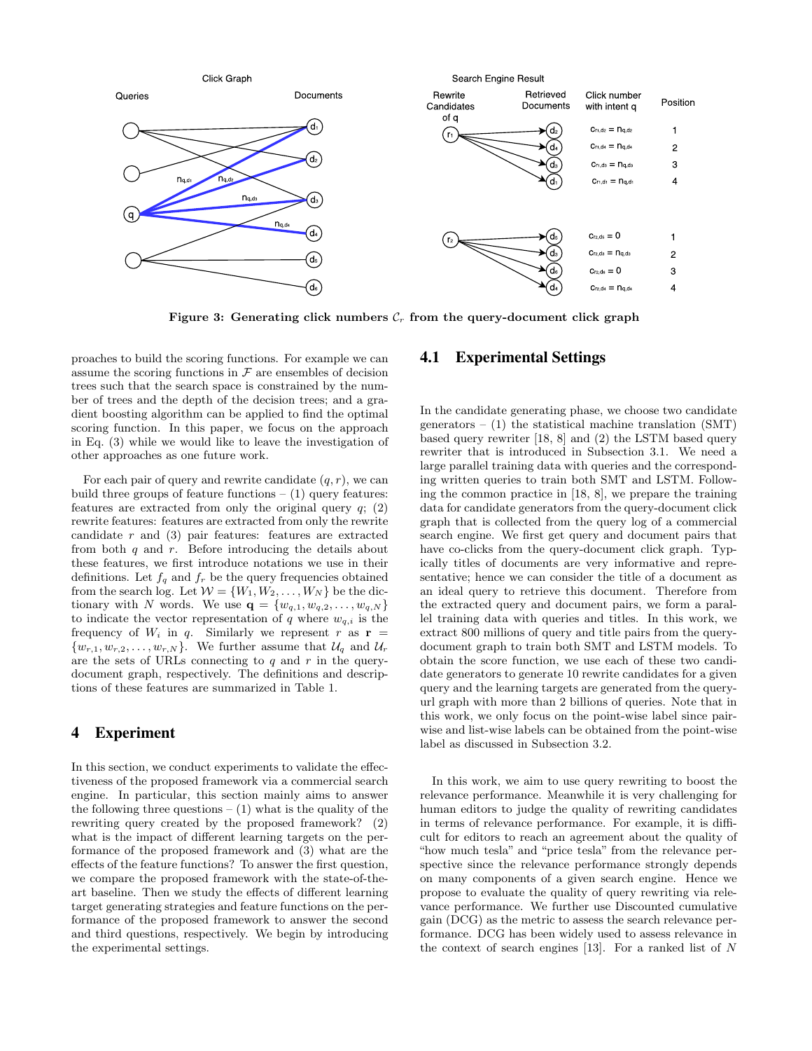Figure 3: Generating click numbers $\mathcal{C}_r$ from the query-document click graph

proaches to build the scoring functions. For example we can assume the scoring functions in $\mathcal{F}$ are ensembles of decision trees such that the search space is constrained by the number of trees and the depth of the decision trees; and a gradient boosting algorithm can be applied to find the optimal scoring function. In this paper, we focus on the approach in Eq. (3) while we would like to leave the investigation of other approaches as one future work.

For each pair of query and rewrite candidate $(q, r)$, we can build three groups of feature functions – (1) query features: features are extracted from only the original query $q$; (2) rewrite features: features are extracted from only the rewrite candidate $r$ and (3) pair features: features are extracted from both $q$ and $r$. Before introducing the details about these features, we first introduce notations we use in their definitions. Let $f_q$ and $f_r$ be the query frequencies obtained from the search log. Let $\mathcal{W} = \{W_1, W_2, \ldots, W_N\}$ be the dictionary with $N$ words. We use $\mathbf{q} = \{w_{q,1}, w_{q,2}, \ldots, w_{q,N}\}$ to indicate the vector representation of $q$ where $w_{q,i}$ is the frequency of $W_i$ in $q$. Similarly we represent $r$ as $\mathbf{r} = \{w_{r,1}, w_{r,2}, \ldots, w_{r,N}\}$. We further assume that $\mathcal{U}_q$ and $\mathcal{U}_r$ are the sets of URLs connecting to $q$ and $r$ in the query-document graph, respectively. The definitions and descriptions of these features are summarized in Table 1.

# 4 Experiment

In this section, we conduct experiments to validate the effectiveness of the proposed framework via a commercial search engine. In particular, this section mainly aims to answer the following three questions – (1) what is the quality of the rewriting query created by the proposed framework? (2) what is the impact of different learning targets on the performance of the proposed framework and (3) what are the effects of the feature functions? To answer the first question, we compare the proposed framework with the state-of-the-art baseline. Then we study the effects of different learning target generating strategies and feature functions on the performance of the proposed framework to answer the second and third questions, respectively. We begin by introducing the experimental settings.

## 4.1 Experimental Settings

In the candidate generating phase, we choose two candidate generators – (1) the statistical machine translation (SMT) based query rewriter [18, 8] and (2) the LSTM based query rewriter that is introduced in Subsection 3.1. We need a large parallel training data with queries and the corresponding written queries to train both SMT and LSTM. Following the common practice in [18, 8], we prepare the training data for candidate generators from the query-document click graph that is collected from the query log of a commercial search engine. We first get query and document pairs that have co-clicks from the query-document click graph. Typically titles of documents are very informative and representative; hence we can consider the title of a document as an ideal query to retrieve this document. Therefore from the extracted query and document pairs, we form a parallel training data with queries and titles. In this work, we extract 800 millions of query and title pairs from the query-document graph to train both SMT and LSTM models. To obtain the score function, we use each of these two candidate generators to generate 10 rewrite candidates for a given query and the learning targets are generated from the query-url graph with more than 2 billions of queries. Note that in this work, we only focus on the point-wise label since pair-wise and list-wise labels can be obtained from the point-wise label as discussed in Subsection 3.2.

In this work, we aim to use query rewriting to boost the relevance performance. Meanwhile it is very challenging for human editors to judge the quality of rewriting candidates in terms of relevance performance. For example, it is difficult for editors to reach an agreement about the quality of "how much tesla" and "price tesla" from the relevance perspective since the relevance performance strongly depends on many components of a given search engine. Hence we propose to evaluate the quality of query rewriting via relevance performance. We further use Discounted cumulative gain (DCG) as the metric to assess the search relevance performance. DCG has been widely used to assess relevance in the context of search engines [13]. For a ranked list of $N$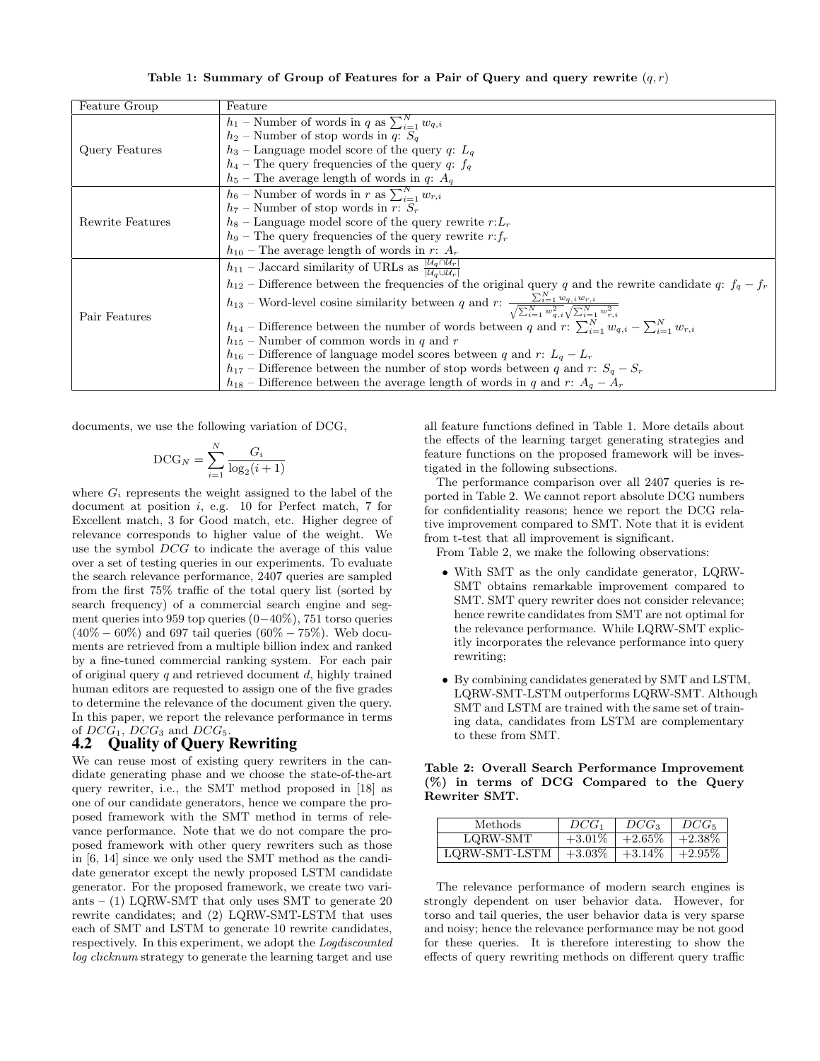**Table 1: Summary of Group of Features for a Pair of Query and query rewrite $(q, r)$**

| Feature Group | Feature |
| --- | --- |
| Query Features | $h_1$ – Number of words in $q$ as $\sum_{i=1}^{N} w_{q,i}$ <br> $h_2$ – Number of stop words in $q$: $S_q$ <br> $h_3$ – Language model score of the query $q$: $L_q$ <br> $h_4$ – The query frequencies of the query $q$: $f_q$ <br> $h_5$ – The average length of words in $q$: $A_q$ |
| Rewrite Features | $h_6$ – Number of words in $r$ as $\sum_{i=1}^{N} w_{r,i}$ <br> $h_7$ – Number of stop words in $r$: $S_r$ <br> $h_8$ – Language model score of the query rewrite $r$:$L_r$ <br> $h_9$ – The query frequencies of the query rewrite $r$:$f_r$ <br> $h_{10}$ – The average length of words in $r$: $A_r$ |
| Pair Features | $h_{11}$ – Jaccard similarity of URLs as $\frac{\|\mathcal{U}_q \cap \mathcal{U}_r\|}{\|\mathcal{U}_q \cup \mathcal{U}_r\|}$ <br> $h_{12}$ – Difference between the frequencies of the original query $q$ and the rewrite candidate $q$: $f_q - f_r$ <br> $h_{13}$ – Word-level cosine similarity between $q$ and $r$: $\frac{\sum_{i=1}^{N} w_{q,i} w_{r,i}}{\sqrt{\sum_{i=1}^{N} w_{q,i}^2}\sqrt{\sum_{i=1}^{N} w_{r,i}^2}}$ <br> $h_{14}$ – Difference between the number of words between $q$ and $r$: $\sum_{i=1}^{N} w_{q,i} - \sum_{i=1}^{N} w_{r,i}$ <br> $h_{15}$ – Number of common words in $q$ and $r$ <br> $h_{16}$ – Difference of language model scores between $q$ and $r$: $L_q - L_r$ <br> $h_{17}$ – Difference between the number of stop words between $q$ and $r$: $S_q - S_r$ <br> $h_{18}$ – Difference between the average length of words in $q$ and $r$: $A_q - A_r$ |

documents, we use the following variation of DCG,

$$\text{DCG}_N = \sum_{i=1}^{N} \frac{G_i}{\log_2(i+1)}$$

where $G_i$ represents the weight assigned to the label of the document at position $i$, e.g. 10 for Perfect match, 7 for Excellent match, 3 for Good match, etc. Higher degree of relevance corresponds to higher value of the weight. We use the symbol $DCG$ to indicate the average of this value over a set of testing queries in our experiments. To evaluate the search relevance performance, 2407 queries are sampled from the first 75% traffic of the total query list (sorted by search frequency) of a commercial search engine and segment queries into 959 top queries ($0-40\%$), 751 torso queries ($40\% - 60\%$) and 697 tail queries ($60\% - 75\%$). Web documents are retrieved from a multiple billion index and ranked by a fine-tuned commercial ranking system. For each pair of original query $q$ and retrieved document $d$, highly trained human editors are requested to assign one of the five grades to determine the relevance of the document given the query. In this paper, we report the relevance performance in terms of $DCG_1$, $DCG_3$ and $DCG_5$.

## 4.2 Quality of Query Rewriting

We can reuse most of existing query rewriters in the candidate generating phase and we choose the state-of-the-art query rewriter, i.e., the SMT method proposed in [18] as one of our candidate generators, hence we compare the proposed framework with the SMT method in terms of relevance performance. Note that we do not compare the proposed framework with other query rewriters such as those in [6, 14] since we only used the SMT method as the candidate generator except the newly proposed LSTM candidate generator. For the proposed framework, we create two variants – (1) LQRW-SMT that only uses SMT to generate 20 rewrite candidates; and (2) LQRW-SMT-LSTM that uses each of SMT and LSTM to generate 10 rewrite candidates, respectively. In this experiment, we adopt the *Logdiscounted log clicknum* strategy to generate the learning target and use all feature functions defined in Table 1. More details about the effects of the learning target generating strategies and feature functions on the proposed framework will be investigated in the following subsections.

The performance comparison over all 2407 queries is reported in Table 2. We cannot report absolute DCG numbers for confidentiality reasons; hence we report the DCG relative improvement compared to SMT. Note that it is evident from t-test that all improvement is significant.

From Table 2, we make the following observations:

- With SMT as the only candidate generator, LQRW-SMT obtains remarkable improvement compared to SMT. SMT query rewriter does not consider relevance; hence rewrite candidates from SMT are not optimal for the relevance performance. While LQRW-SMT explicitly incorporates the relevance performance into query rewriting;
- By combining candidates generated by SMT and LSTM, LQRW-SMT-LSTM outperforms LQRW-SMT. Although SMT and LSTM are trained with the same set of training data, candidates from LSTM are complementary to these from SMT.

**Table 2: Overall Search Performance Improvement (%) in terms of DCG Compared to the Query Rewriter SMT.**

| Methods | $DCG_1$ | $DCG_3$ | $DCG_5$ |
| --- | --- | --- | --- |
| LQRW-SMT | +3.01% | +2.65% | +2.38% |
| LQRW-SMT-LSTM | +3.03% | +3.14% | +2.95% |

The relevance performance of modern search engines is strongly dependent on user behavior data. However, for torso and tail queries, the user behavior data is very sparse and noisy; hence the relevance performance may be not good for these queries. It is therefore interesting to show the effects of query rewriting methods on different query traffic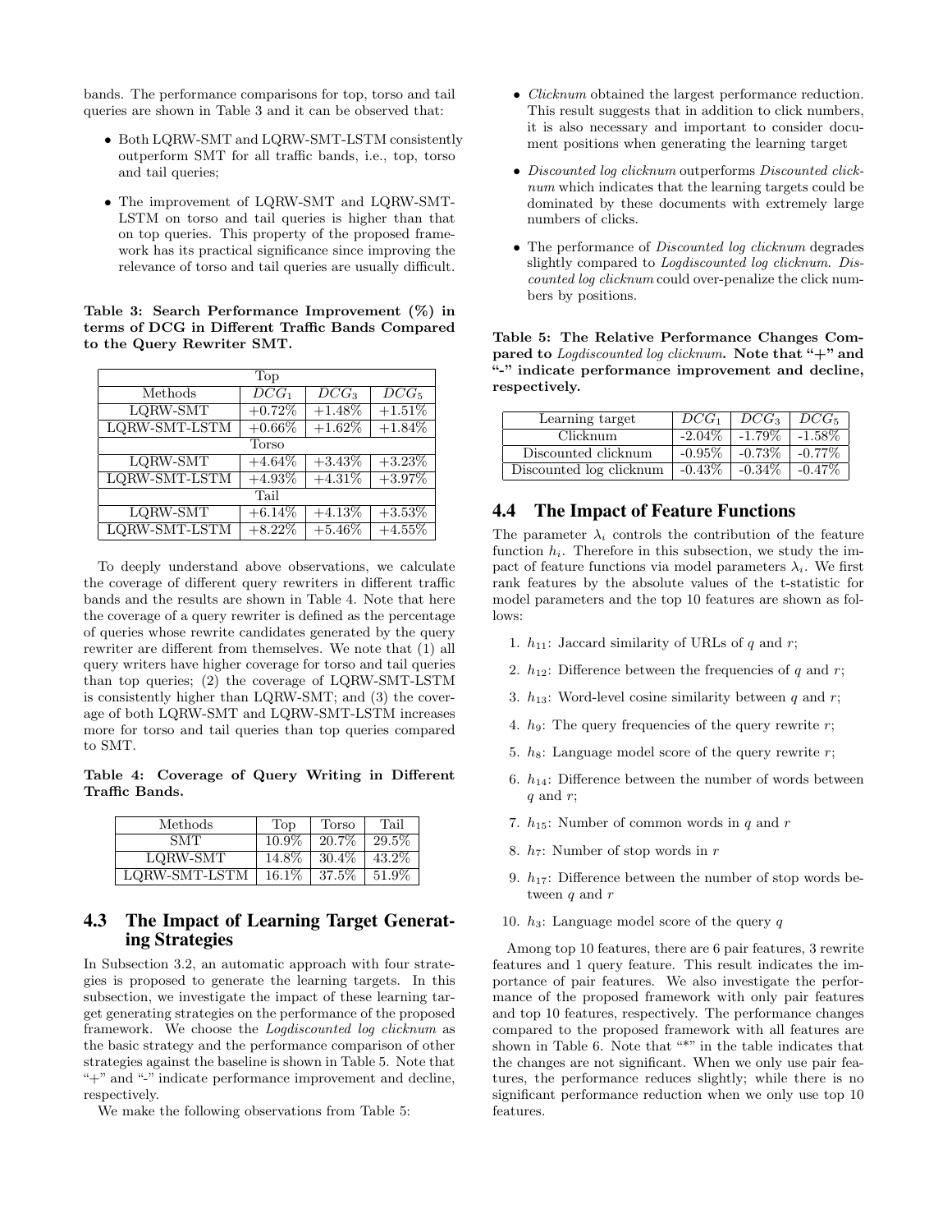bands. The performance comparisons for top, torso and tail queries are shown in Table 3 and it can be observed that:

- Both LQRW-SMT and LQRW-SMT-LSTM consistently outperform SMT for all traffic bands, i.e., top, torso and tail queries;
- The improvement of LQRW-SMT and LQRW-SMT-LSTM on torso and tail queries is higher than that on top queries. This property of the proposed framework has its practical significance since improving the relevance of torso and tail queries are usually difficult.

**Table 3: Search Performance Improvement (%) in terms of DCG in Different Traffic Bands Compared to the Query Rewriter SMT.**

| Top | | | |
|---|---|---|---|
| Methods | $DCG_1$ | $DCG_3$ | $DCG_5$ |
| LQRW-SMT | +0.72% | +1.48% | +1.51% |
| LQRW-SMT-LSTM | +0.66% | +1.62% | +1.84% |
| Torso | | | |
| LQRW-SMT | +4.64% | +3.43% | +3.23% |
| LQRW-SMT-LSTM | +4.93% | +4.31% | +3.97% |
| Tail | | | |
| LQRW-SMT | +6.14% | +4.13% | +3.53% |
| LQRW-SMT-LSTM | +8.22% | +5.46% | +4.55% |

To deeply understand above observations, we calculate the coverage of different query rewriters in different traffic bands and the results are shown in Table 4. Note that here the coverage of a query rewriter is defined as the percentage of queries whose rewrite candidates generated by the query rewriter are different from themselves. We note that (1) all query writers have higher coverage for torso and tail queries than top queries; (2) the coverage of LQRW-SMT-LSTM is consistently higher than LQRW-SMT; and (3) the coverage of both LQRW-SMT and LQRW-SMT-LSTM increases more for torso and tail queries than top queries compared to SMT.

**Table 4: Coverage of Query Writing in Different Traffic Bands.**

| Methods | Top | Torso | Tail |
|---|---|---|---|
| SMT | 10.9% | 20.7% | 29.5% |
| LQRW-SMT | 14.8% | 30.4% | 43.2% |
| LQRW-SMT-LSTM | 16.1% | 37.5% | 51.9% |

## 4.3 The Impact of Learning Target Generating Strategies

In Subsection 3.2, an automatic approach with four strategies is proposed to generate the learning targets. In this subsection, we investigate the impact of these learning target generating strategies on the performance of the proposed framework. We choose the *Logdiscounted log clicknum* as the basic strategy and the performance comparison of other strategies against the baseline is shown in Table 5. Note that "+" and "-" indicate performance improvement and decline, respectively.

We make the following observations from Table 5:

- *Clicknum* obtained the largest performance reduction. This result suggests that in addition to click numbers, it is also necessary and important to consider document positions when generating the learning target
- *Discounted log clicknum* outperforms *Discounted clicknum* which indicates that the learning targets could be dominated by these documents with extremely large numbers of clicks.
- The performance of *Discounted log clicknum* degrades slightly compared to *Logdiscounted log clicknum*. *Discounted log clicknum* could over-penalize the click numbers by positions.

**Table 5: The Relative Performance Changes Compared to *Logdiscounted log clicknum*. Note that "+" and "-" indicate performance improvement and decline, respectively.**

| Learning target | $DCG_1$ | $DCG_3$ | $DCG_5$ |
|---|---|---|---|
| Clicknum | -2.04% | -1.79% | -1.58% |
| Discounted clicknum | -0.95% | -0.73% | -0.77% |
| Discounted log clicknum | -0.43% | -0.34% | -0.47% |

## 4.4 The Impact of Feature Functions

The parameter $\lambda_i$ controls the contribution of the feature function $h_i$. Therefore in this subsection, we study the impact of feature functions via model parameters $\lambda_i$. We first rank features by the absolute values of the t-statistic for model parameters and the top 10 features are shown as follows:

1. $h_{11}$: Jaccard similarity of URLs of $q$ and $r$;
2. $h_{12}$: Difference between the frequencies of $q$ and $r$;
3. $h_{13}$: Word-level cosine similarity between $q$ and $r$;
4. $h_9$: The query frequencies of the query rewrite $r$;
5. $h_8$: Language model score of the query rewrite $r$;
6. $h_{14}$: Difference between the number of words between $q$ and $r$;
7. $h_{15}$: Number of common words in $q$ and $r$
8. $h_7$: Number of stop words in $r$
9. $h_{17}$: Difference between the number of stop words between $q$ and $r$
10. $h_3$: Language model score of the query $q$

Among top 10 features, there are 6 pair features, 3 rewrite features and 1 query feature. This result indicates the importance of pair features. We also investigate the performance of the proposed framework with only pair features and top 10 features, respectively. The performance changes compared to the proposed framework with all features are shown in Table 6. Note that "*" in the table indicates that the changes are not significant. When we only use pair features, the performance reduces slightly; while there is no significant performance reduction when we only use top 10 features.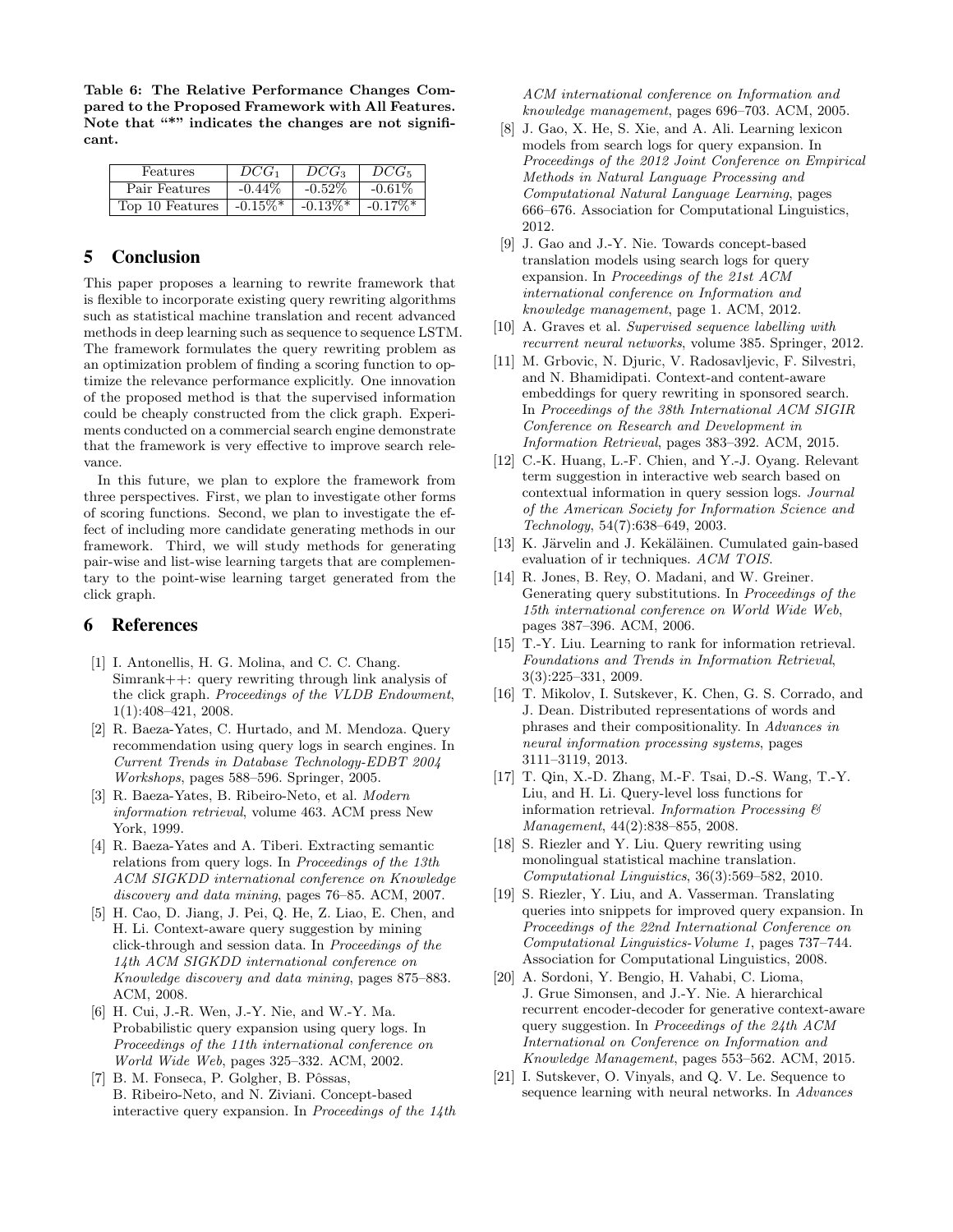**Table 6: The Relative Performance Changes Compared to the Proposed Framework with All Features. Note that "*" indicates the changes are not significant.**

| Features | $DCG_1$ | $DCG_3$ | $DCG_5$ |
|---|---|---|---|
| Pair Features | -0.44% | -0.52% | -0.61% |
| Top 10 Features | -0.15%* | -0.13%* | -0.17%* |

# 5 Conclusion

This paper proposes a learning to rewrite framework that is flexible to incorporate existing query rewriting algorithms such as statistical machine translation and recent advanced methods in deep learning such as sequence to sequence LSTM. The framework formulates the query rewriting problem as an optimization problem of finding a scoring function to optimize the relevance performance explicitly. One innovation of the proposed method is that the supervised information could be cheaply constructed from the click graph. Experiments conducted on a commercial search engine demonstrate that the framework is very effective to improve search relevance.

In this future, we plan to explore the framework from three perspectives. First, we plan to investigate other forms of scoring functions. Second, we plan to investigate the effect of including more candidate generating methods in our framework. Third, we will study methods for generating pair-wise and list-wise learning targets that are complementary to the point-wise learning target generated from the click graph.

# 6 References

[1] I. Antonellis, H. G. Molina, and C. C. Chang. Simrank++: query rewriting through link analysis of the click graph. *Proceedings of the VLDB Endowment*, 1(1):408–421, 2008.

[2] R. Baeza-Yates, C. Hurtado, and M. Mendoza. Query recommendation using query logs in search engines. In *Current Trends in Database Technology-EDBT 2004 Workshops*, pages 588–596. Springer, 2005.

[3] R. Baeza-Yates, B. Ribeiro-Neto, et al. *Modern information retrieval*, volume 463. ACM press New York, 1999.

[4] R. Baeza-Yates and A. Tiberi. Extracting semantic relations from query logs. In *Proceedings of the 13th ACM SIGKDD international conference on Knowledge discovery and data mining*, pages 76–85. ACM, 2007.

[5] H. Cao, D. Jiang, J. Pei, Q. He, Z. Liao, E. Chen, and H. Li. Context-aware query suggestion by mining click-through and session data. In *Proceedings of the 14th ACM SIGKDD international conference on Knowledge discovery and data mining*, pages 875–883. ACM, 2008.

[6] H. Cui, J.-R. Wen, J.-Y. Nie, and W.-Y. Ma. Probabilistic query expansion using query logs. In *Proceedings of the 11th international conference on World Wide Web*, pages 325–332. ACM, 2002.

[7] B. M. Fonseca, P. Golgher, B. Pôssas, B. Ribeiro-Neto, and N. Ziviani. Concept-based interactive query expansion. In *Proceedings of the 14th ACM international conference on Information and knowledge management*, pages 696–703. ACM, 2005.

[8] J. Gao, X. He, S. Xie, and A. Ali. Learning lexicon models from search logs for query expansion. In *Proceedings of the 2012 Joint Conference on Empirical Methods in Natural Language Processing and Computational Natural Language Learning*, pages 666–676. Association for Computational Linguistics, 2012.

[9] J. Gao and J.-Y. Nie. Towards concept-based translation models using search logs for query expansion. In *Proceedings of the 21st ACM international conference on Information and knowledge management*, page 1. ACM, 2012.

[10] A. Graves et al. *Supervised sequence labelling with recurrent neural networks*, volume 385. Springer, 2012.

[11] M. Grbovic, N. Djuric, V. Radosavljevic, F. Silvestri, and N. Bhamidipati. Context-and content-aware embeddings for query rewriting in sponsored search. In *Proceedings of the 38th International ACM SIGIR Conference on Research and Development in Information Retrieval*, pages 383–392. ACM, 2015.

[12] C.-K. Huang, L.-F. Chien, and Y.-J. Oyang. Relevant term suggestion in interactive web search based on contextual information in query session logs. *Journal of the American Society for Information Science and Technology*, 54(7):638–649, 2003.

[13] K. Järvelin and J. Kekäläinen. Cumulated gain-based evaluation of ir techniques. *ACM TOIS*.

[14] R. Jones, B. Rey, O. Madani, and W. Greiner. Generating query substitutions. In *Proceedings of the 15th international conference on World Wide Web*, pages 387–396. ACM, 2006.

[15] T.-Y. Liu. Learning to rank for information retrieval. *Foundations and Trends in Information Retrieval*, 3(3):225–331, 2009.

[16] T. Mikolov, I. Sutskever, K. Chen, G. S. Corrado, and J. Dean. Distributed representations of words and phrases and their compositionality. In *Advances in neural information processing systems*, pages 3111–3119, 2013.

[17] T. Qin, X.-D. Zhang, M.-F. Tsai, D.-S. Wang, T.-Y. Liu, and H. Li. Query-level loss functions for information retrieval. *Information Processing & Management*, 44(2):838–855, 2008.

[18] S. Riezler and Y. Liu. Query rewriting using monolingual statistical machine translation. *Computational Linguistics*, 36(3):569–582, 2010.

[19] S. Riezler, Y. Liu, and A. Vasserman. Translating queries into snippets for improved query expansion. In *Proceedings of the 22nd International Conference on Computational Linguistics-Volume 1*, pages 737–744. Association for Computational Linguistics, 2008.

[20] A. Sordoni, Y. Bengio, H. Vahabi, C. Lioma, J. Grue Simonsen, and J.-Y. Nie. A hierarchical recurrent encoder-decoder for generative context-aware query suggestion. In *Proceedings of the 24th ACM International on Conference on Information and Knowledge Management*, pages 553–562. ACM, 2015.

[21] I. Sutskever, O. Vinyals, and Q. V. Le. Sequence to sequence learning with neural networks. In *Advances*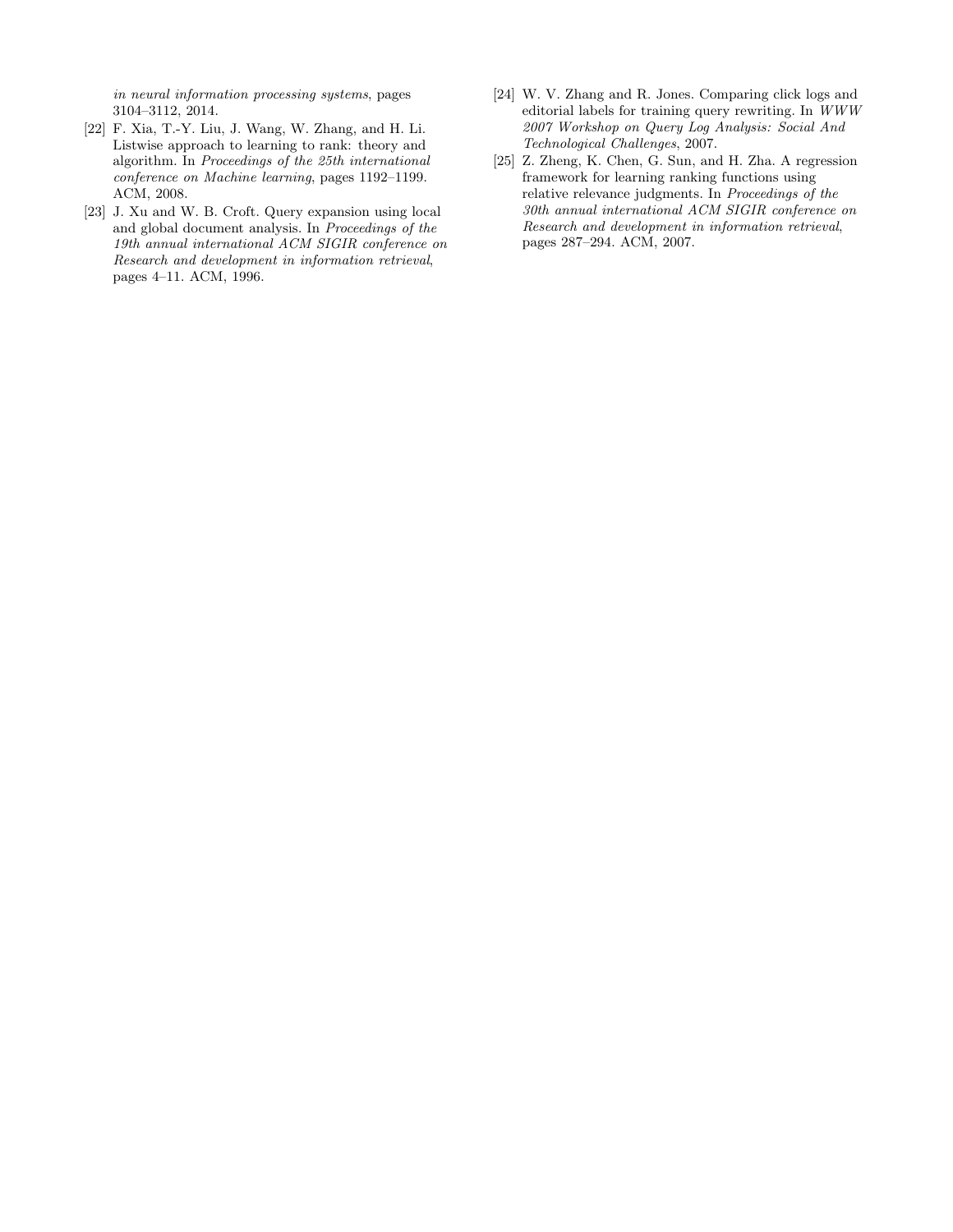*in neural information processing systems*, pages 3104–3112, 2014.

[22] F. Xia, T.-Y. Liu, J. Wang, W. Zhang, and H. Li. Listwise approach to learning to rank: theory and algorithm. In *Proceedings of the 25th international conference on Machine learning*, pages 1192–1199. ACM, 2008.

[23] J. Xu and W. B. Croft. Query expansion using local and global document analysis. In *Proceedings of the 19th annual international ACM SIGIR conference on Research and development in information retrieval*, pages 4–11. ACM, 1996.

[24] W. V. Zhang and R. Jones. Comparing click logs and editorial labels for training query rewriting. In *WWW 2007 Workshop on Query Log Analysis: Social And Technological Challenges*, 2007.

[25] Z. Zheng, K. Chen, G. Sun, and H. Zha. A regression framework for learning ranking functions using relative relevance judgments. In *Proceedings of the 30th annual international ACM SIGIR conference on Research and development in information retrieval*, pages 287–294. ACM, 2007.